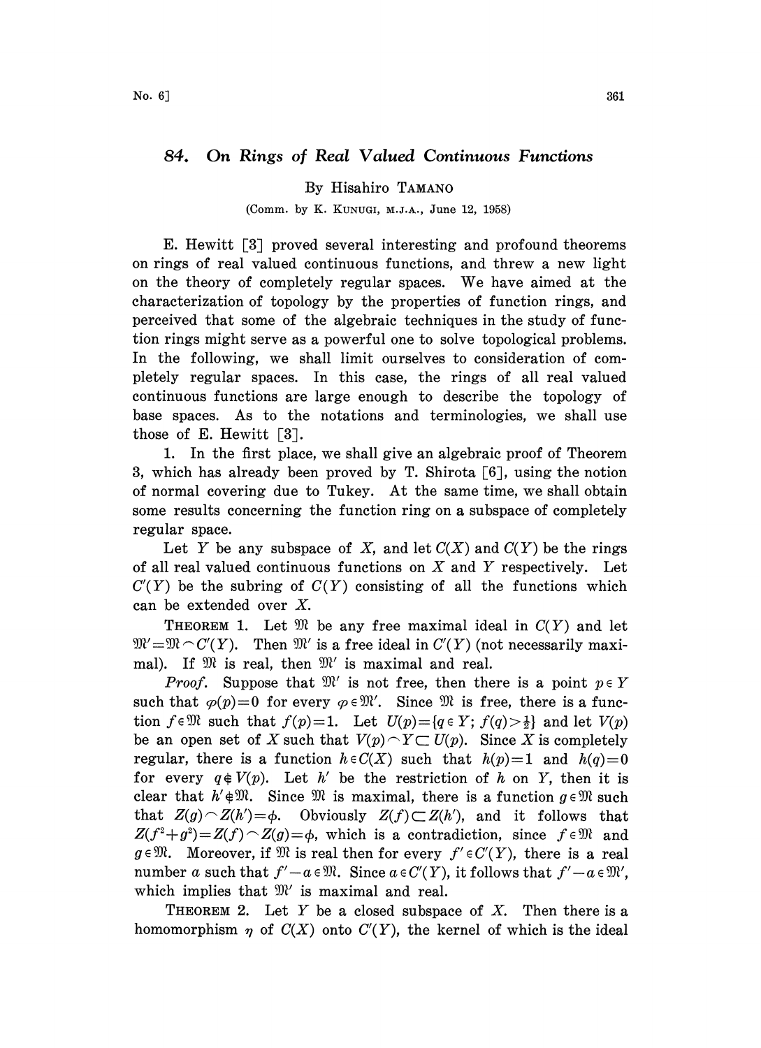# 84. On Rings of Real Valued Continuous Functions

By Hisahiro TAMANO

(Comm. by K. KUNUGI, M.J.A., June 12, 1958)

E. Hewitt [3] proved several interesting and profound theorems on rings of real valued continuous functions, and threw a new light on the theory of completely regular spaces. We have aimed at the characterization of topology by the properties of function rings, and perceived that some of the algebraic techniques in the study of function rings might serve as a powerful one to solve topological problems. In the following, we shall limit ourselves to consideration of completely regular spaces. In this case, the rings of all real valued continuous functions are large enough to describe the topology of base spaces. As to the notations and terminologies, we shall use those of E. Hewitt [3].

1. In the first place, we shall give an algebraic proof of Theorem 3, which has already been proved by T. Shirota [6], using the notion of normal covering due to Tukey. At the same time, we shall obtain some results concerning the function ring on a subspace of completely regular space.

Let $Y$ be any subspace of $X$, and let $C(X)$ and $C(Y)$ be the rings of all real valued continuous functions on $X$ and $Y$ respectively. Let $C'(Y)$ be the subring of $C(Y)$ consisting of all the functions which can be extended over $X$.

THEOREM 1. Let $\mathfrak{M}$ be any free maximal ideal in $C(Y)$ and let $\mathfrak{M}'=\mathfrak{M}\frown C'(Y)$. Then $\mathfrak{M}'$ is a free ideal in $C'(Y)$ (not necessarily maximal). If $\mathfrak{M}$ is real, then $\mathfrak{M}'$ is maximal and real.

*Proof.* Suppose that $\mathfrak{M}'$ is not free, then there is a point $p\in Y$ such that $\varphi(p)=0$ for every $\varphi\in\mathfrak{M}'$. Since $\mathfrak{M}$ is free, there is a function $f\in\mathfrak{M}$ such that $f(p)=1$. Let $U(p)=\{q\in Y;\, f(q)>\frac{1}{2}\}$ and let $V(p)$ be an open set of $X$ such that $V(p)\frown Y\subset U(p)$. Since $X$ is completely regular, there is a function $h\in C(X)$ such that $h(p)=1$ and $h(q)=0$ for every $q\notin V(p)$. Let $h'$ be the restriction of $h$ on $Y$, then it is clear that $h'\notin\mathfrak{M}$. Since $\mathfrak{M}$ is maximal, there is a function $g\in\mathfrak{M}$ such that $Z(g)\frown Z(h')=\phi$. Obviously $Z(f)\subset Z(h')$, and it follows that $Z(f^2+g^2)=Z(f)\frown Z(g)=\phi$, which is a contradiction, since $f\in\mathfrak{M}$ and $g\in\mathfrak{M}$. Moreover, if $\mathfrak{M}$ is real then for every $f'\in C'(Y)$, there is a real number $a$ such that $f'-a\in\mathfrak{M}$. Since $a\in C'(Y)$, it follows that $f'-a\in\mathfrak{M}'$, which implies that $\mathfrak{M}'$ is maximal and real.

THEOREM 2. Let $Y$ be a closed subspace of $X$. Then there is a homomorphism $\eta$ of $C(X)$ onto $C'(Y)$, the kernel of which is the ideal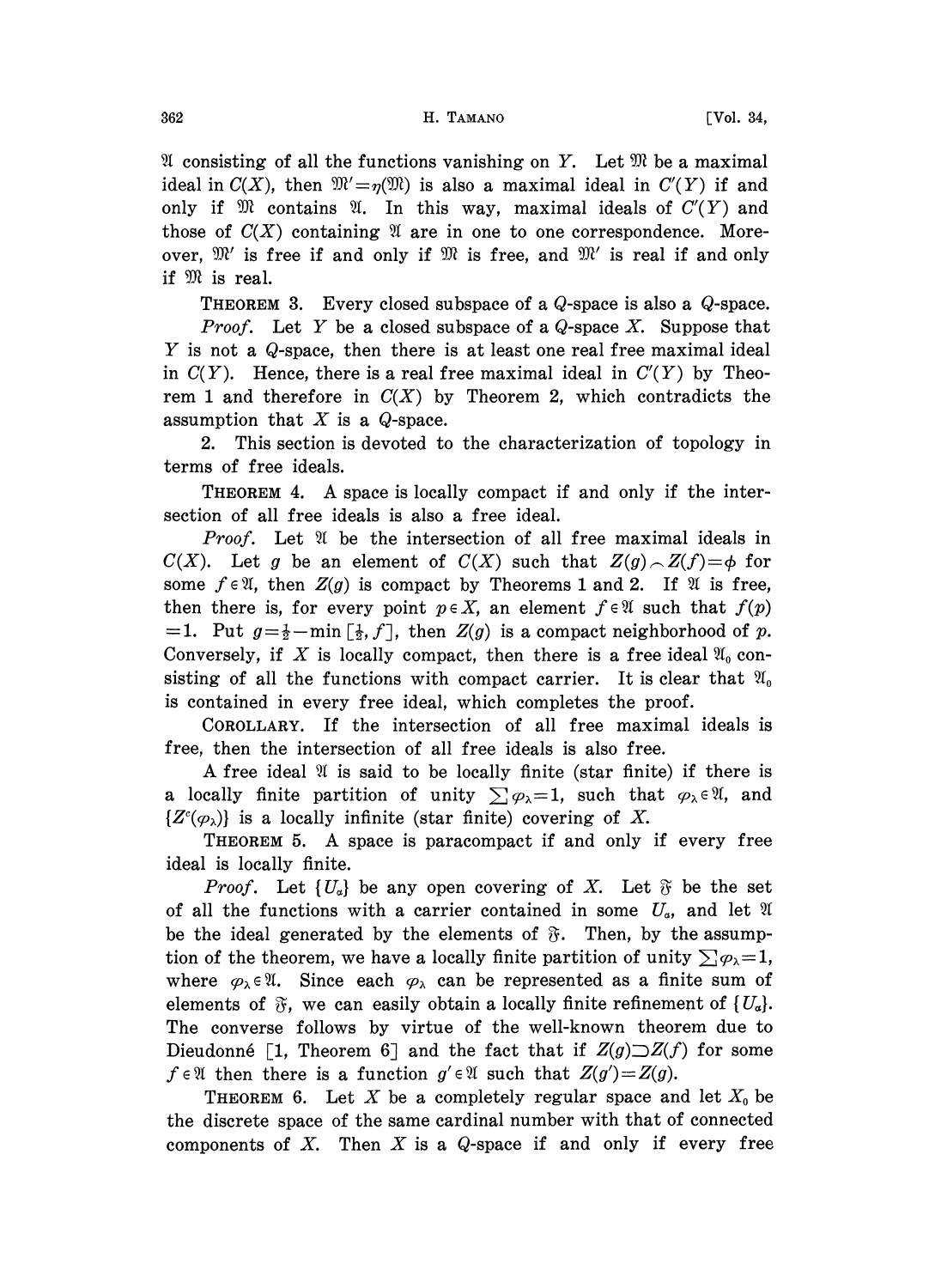$\mathfrak{A}$ consisting of all the functions vanishing on $Y$. Let $\mathfrak{M}$ be a maximal ideal in $C(X)$, then $\mathfrak{M}'=\eta(\mathfrak{M})$ is also a maximal ideal in $C'(Y)$ if and only if $\mathfrak{M}$ contains $\mathfrak{A}$. In this way, maximal ideals of $C'(Y)$ and those of $C(X)$ containing $\mathfrak{A}$ are in one to one correspondence. Moreover, $\mathfrak{M}'$ is free if and only if $\mathfrak{M}$ is free, and $\mathfrak{M}'$ is real if and only if $\mathfrak{M}$ is real.

THEOREM 3. Every closed subspace of a $Q$-space is also a $Q$-space.

*Proof.* Let $Y$ be a closed subspace of a $Q$-space $X$. Suppose that $Y$ is not a $Q$-space, then there is at least one real free maximal ideal in $C(Y)$. Hence, there is a real free maximal ideal in $C'(Y)$ by Theorem 1 and therefore in $C(X)$ by Theorem 2, which contradicts the assumption that $X$ is a $Q$-space.

2. This section is devoted to the characterization of topology in terms of free ideals.

THEOREM 4. A space is locally compact if and only if the intersection of all free ideals is also a free ideal.

*Proof.* Let $\mathfrak{A}$ be the intersection of all free maximal ideals in $C(X)$. Let $g$ be an element of $C(X)$ such that $Z(g)\frown Z(f)=\phi$ for some $f\in\mathfrak{A}$, then $Z(g)$ is compact by Theorems 1 and 2. If $\mathfrak{A}$ is free, then there is, for every point $p\in X$, an element $f\in\mathfrak{A}$ such that $f(p)=1$. Put $g=\frac{1}{2}-\min[\frac{1}{2},f]$, then $Z(g)$ is a compact neighborhood of $p$. Conversely, if $X$ is locally compact, then there is a free ideal $\mathfrak{A}_0$ consisting of all the functions with compact carrier. It is clear that $\mathfrak{A}_0$ is contained in every free ideal, which completes the proof.

COROLLARY. If the intersection of all free maximal ideals is free, then the intersection of all free ideals is also free.

A free ideal $\mathfrak{A}$ is said to be locally finite (star finite) if there is a locally finite partition of unity $\sum\varphi_\lambda=1$, such that $\varphi_\lambda\in\mathfrak{A}$, and $\{Z^c(\varphi_\lambda)\}$ is a locally infinite (star finite) covering of $X$.

THEOREM 5. A space is paracompact if and only if every free ideal is locally finite.

*Proof.* Let $\{U_\alpha\}$ be any open covering of $X$. Let $\mathfrak{F}$ be the set of all the functions with a carrier contained in some $U_\alpha$, and let $\mathfrak{A}$ be the ideal generated by the elements of $\mathfrak{F}$. Then, by the assumption of the theorem, we have a locally finite partition of unity $\sum\varphi_\lambda=1$, where $\varphi_\lambda\in\mathfrak{A}$. Since each $\varphi_\lambda$ can be represented as a finite sum of elements of $\mathfrak{F}$, we can easily obtain a locally finite refinement of $\{U_\alpha\}$. The converse follows by virtue of the well-known theorem due to Dieudonné [1, Theorem 6] and the fact that if $Z(g)\supset Z(f)$ for some $f\in\mathfrak{A}$ then there is a function $g'\in\mathfrak{A}$ such that $Z(g')=Z(g)$.

THEOREM 6. Let $X$ be a completely regular space and let $X_0$ be the discrete space of the same cardinal number with that of connected components of $X$. Then $X$ is a $Q$-space if and only if every free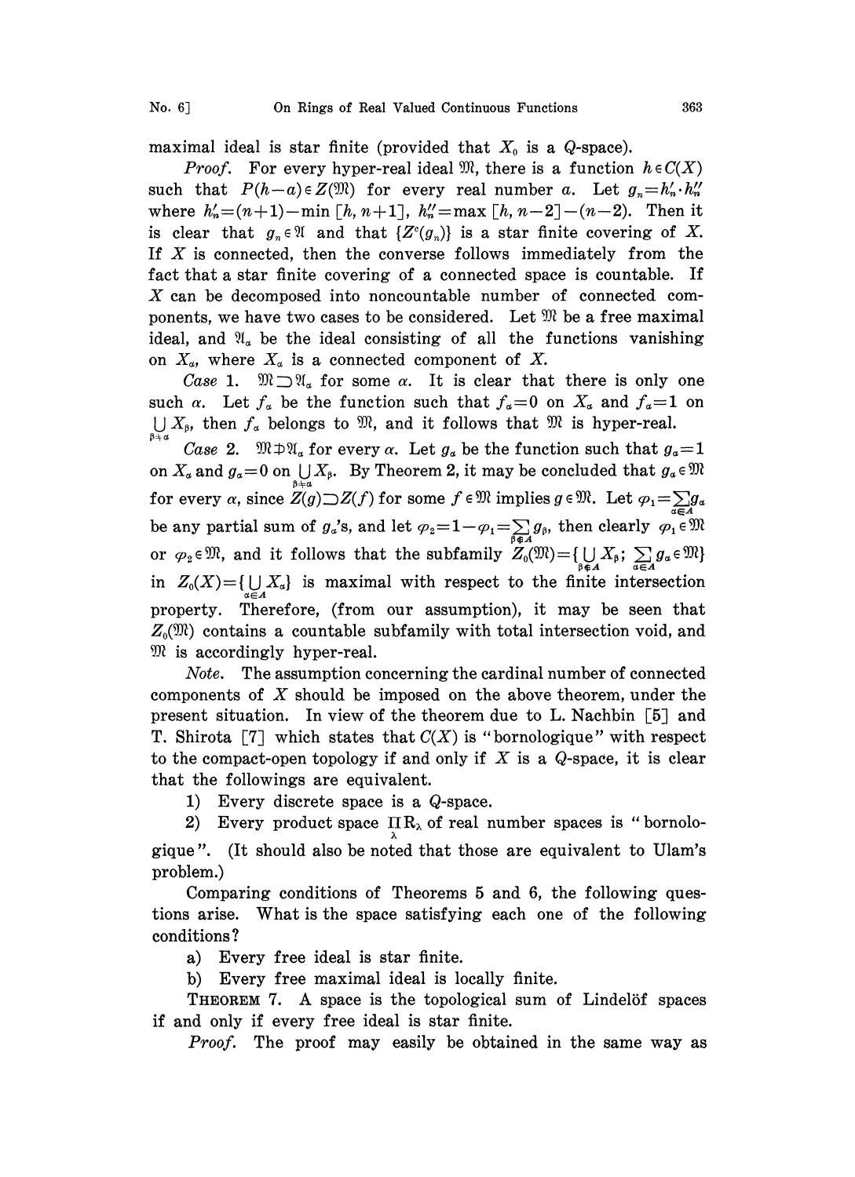maximal ideal is star finite (provided that $X_0$ is a $Q$-space).

*Proof.* For every hyper-real ideal $\mathfrak{M}$, there is a function $h \in C(X)$ such that $P(h-a) \in Z(\mathfrak{M})$ for every real number $a$. Let $g_n = h'_n \cdot h''_n$ where $h'_n = (n+1) - \min [h, n+1]$, $h''_n = \max [h, n-2] - (n-2)$. Then it is clear that $g_n \in \mathfrak{A}$ and that $\{Z^c(g_n)\}$ is a star finite covering of $X$. If $X$ is connected, then the converse follows immediately from the fact that a star finite covering of a connected space is countable. If $X$ can be decomposed into noncountable number of connected components, we have two cases to be considered. Let $\mathfrak{M}$ be a free maximal ideal, and $\mathfrak{A}_\alpha$ be the ideal consisting of all the functions vanishing on $X_\alpha$, where $X_\alpha$ is a connected component of $X$.

*Case* 1. $\mathfrak{M} \supset \mathfrak{A}_\alpha$ for some $\alpha$. It is clear that there is only one such $\alpha$. Let $f_\alpha$ be the function such that $f_\alpha = 0$ on $X_\alpha$ and $f_\alpha = 1$ on $\bigcup_{\beta \neq \alpha} X_\beta$, then $f_\alpha$ belongs to $\mathfrak{M}$, and it follows that $\mathfrak{M}$ is hyper-real.

*Case* 2. $\mathfrak{M} \not\supset \mathfrak{A}_\alpha$ for every $\alpha$. Let $g_\alpha$ be the function such that $g_\alpha = 1$ on $X_\alpha$ and $g_\alpha = 0$ on $\bigcup_{\beta \neq \alpha} X_\beta$. By Theorem 2, it may be concluded that $g_\alpha \in \mathfrak{M}$ for every $\alpha$, since $Z(g) \supset Z(f)$ for some $f \in \mathfrak{M}$ implies $g \in \mathfrak{M}$. Let $\varphi_1 = \sum_{\alpha \in A} g_\alpha$ be any partial sum of $g_\alpha$'s, and let $\varphi_2 = 1 - \varphi_1 = \sum_{\beta \notin A} g_\beta$, then clearly $\varphi_1 \in \mathfrak{M}$ or $\varphi_2 \in \mathfrak{M}$, and it follows that the subfamily $Z_0(\mathfrak{M}) = \{\bigcup_{\beta \notin A} X_\beta;\ \sum_{\alpha \in A} g_\alpha \in \mathfrak{M}\}$ in $Z_0(X) = \{\bigcup_{\alpha \in A} X_\alpha\}$ is maximal with respect to the finite intersection property. Therefore, (from our assumption), it may be seen that $Z_0(\mathfrak{M})$ contains a countable subfamily with total intersection void, and $\mathfrak{M}$ is accordingly hyper-real.

*Note.* The assumption concerning the cardinal number of connected components of $X$ should be imposed on the above theorem, under the present situation. In view of the theorem due to L. Nachbin [5] and T. Shirota [7] which states that $C(X)$ is "bornologique" with respect to the compact-open topology if and only if $X$ is a $Q$-space, it is clear that the followings are equivalent.

1) Every discrete space is a $Q$-space.

2) Every product space $\prod_\lambda R_\lambda$ of real number spaces is "bornologique". (It should also be noted that those are equivalent to Ulam's problem.)

Comparing conditions of Theorems 5 and 6, the following questions arise. What is the space satisfying each one of the following conditions?

a) Every free ideal is star finite.

b) Every free maximal ideal is locally finite.

THEOREM 7. *A space is the topological sum of Lindelöf spaces if and only if every free ideal is star finite.*

*Proof.* The proof may easily be obtained in the same way as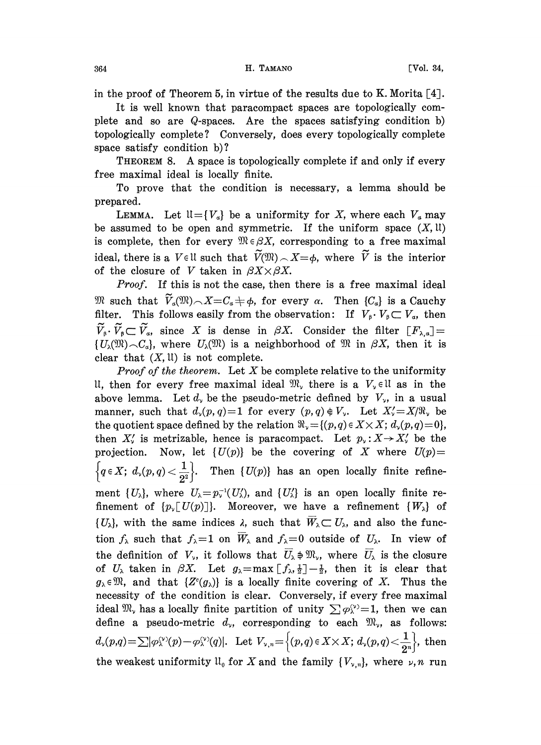in the proof of Theorem 5, in virtue of the results due to K. Morita [4].

It is well known that paracompact spaces are topologically complete and so are $Q$-spaces. Are the spaces satisfying condition b) topologically complete? Conversely, does every topologically complete space satisfy condition b)?

THEOREM 8. A space is topologically complete if and only if every free maximal ideal is locally finite.

To prove that the condition is necessary, a lemma should be prepared.

LEMMA. Let $\mathfrak{U}=\{V_\alpha\}$ be a uniformity for $X$, where each $V_\alpha$ may be assumed to be open and symmetric. If the uniform space $(X, \mathfrak{U})$ is complete, then for every $\mathfrak{M}\in\beta X$, corresponding to a free maximal ideal, there is a $V\in\mathfrak{U}$ such that $\widetilde{V}(\mathfrak{M})\frown X=\phi$, where $\widetilde{V}$ is the interior of the closure of $V$ taken in $\beta X\times\beta X$.

*Proof.* If this is not the case, then there is a free maximal ideal $\mathfrak{M}$ such that $\widetilde{V}_\alpha(\mathfrak{M})\frown X=C_\alpha\neq\phi$, for every $\alpha$. Then $\{C_\alpha\}$ is a Cauchy filter. This follows easily from the observation: If $V_\beta\cdot V_\beta\subset V_\alpha$, then $\widetilde{V}_\beta\cdot\widetilde{V}_\beta\subset\widetilde{V}_\alpha$, since $X$ is dense in $\beta X$. Consider the filter $[F_{\lambda,\alpha}]=\{U_\lambda(\mathfrak{M})\frown C_\alpha\}$, where $U_\lambda(\mathfrak{M})$ is a neighborhood of $\mathfrak{M}$ in $\beta X$, then it is clear that $(X, \mathfrak{U})$ is not complete.

*Proof of the theorem.* Let $X$ be complete relative to the uniformity $\mathfrak{U}$, then for every free maximal ideal $\mathfrak{M}_\nu$ there is a $V_\nu\in\mathfrak{U}$ as in the above lemma. Let $d_\nu$ be the pseudo-metric defined by $V_\nu$, in a usual manner, such that $d_\nu(p,q)=1$ for every $(p,q)\notin V_\nu$. Let $X_\nu'=X/\mathfrak{R}_\nu$ be the quotient space defined by the relation $\mathfrak{R}_\nu=\{(p,q)\in X\times X;\ d_\nu(p,q)=0\}$, then $X_\nu'$ is metrizable, hence is paracompact. Let $p_\nu: X\to X_\nu'$ be the projection. Now, let $\{U(p)\}$ be the covering of $X$ where $U(p)=\left\{q\in X;\ d_\nu(p,q)<\frac{1}{2^2}\right\}$. Then $\{U(p)\}$ has an open locally finite refinement $\{U_\lambda\}$, where $U_\lambda=p_\nu^{-1}(U_\lambda')$, and $\{U_\lambda'\}$ is an open locally finite refinement of $\{p_\nu[U(p)]\}$. Moreover, we have a refinement $\{W_\lambda\}$ of $\{U_\lambda\}$, with the same indices $\lambda$, such that $\overline{W}_\lambda\subset U_\lambda$, and also the function $f_\lambda$ such that $f_\lambda=1$ on $\overline{W}_\lambda$ and $f_\lambda=0$ outside of $U_\lambda$. In view of the definition of $V_\nu$, it follows that $\overline{U}_\lambda\not\ni\mathfrak{M}_\nu$, where $\overline{U}_\lambda$ is the closure of $U_\lambda$ taken in $\beta X$. Let $g_\lambda=\max[f_\lambda,\frac{1}{2}]-\frac{1}{2}$, then it is clear that $g_\lambda\in\mathfrak{M}$, and that $\{Z^c(g_\lambda)\}$ is a locally finite covering of $X$. Thus the necessity of the condition is clear. Conversely, if every free maximal ideal $\mathfrak{M}_\nu$ has a locally finite partition of unity $\sum\varphi_\lambda^{(\nu)}=1$, then we can define a pseudo-metric $d_\nu$, corresponding to each $\mathfrak{M}_\nu$, as follows: $d_\nu(p,q)=\sum|\varphi_\lambda^{(\nu)}(p)-\varphi_\lambda^{(\nu)}(q)|$. Let $V_{\nu,n}=\left\{(p,q)\in X\times X;\ d_\nu(p,q)<\frac{1}{2^n}\right\}$, then the weakest uniformity $\mathfrak{U}_0$ for $X$ and the family $\{V_{\nu,n}\}$, where $\nu, n$ run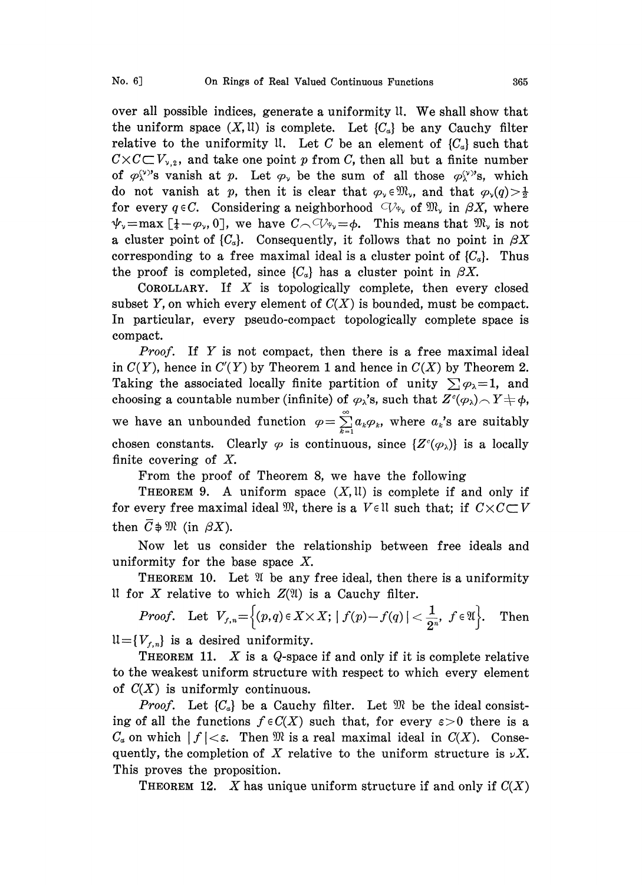over all possible indices, generate a uniformity $\mathfrak{U}$. We shall show that the uniform space $(X, \mathfrak{U})$ is complete. Let $\{C_\alpha\}$ be any Cauchy filter relative to the uniformity $\mathfrak{U}$. Let $C$ be an element of $\{C_\alpha\}$ such that $C \times C \subset V_{\nu,2}$, and take one point $p$ from $C$, then all but a finite number of $\varphi_\lambda^{(\nu)}$'s vanish at $p$. Let $\varphi_\nu$ be the sum of all those $\varphi_\lambda^{(\nu)}$'s, which do not vanish at $p$, then it is clear that $\varphi_\nu \in \mathfrak{M}_\nu$, and that $\varphi_\nu(q) > \frac{1}{2}$ for every $q \in C$. Considering a neighborhood $\mathcal{V}_{\psi_\nu}$ of $\mathfrak{M}_\nu$ in $\beta X$, where $\psi_\nu = \max\left[\frac{1}{4} - \varphi_\nu, 0\right]$, we have $C \frown \mathcal{V}_{\psi_\nu} = \phi$. This means that $\mathfrak{M}_\nu$ is not a cluster point of $\{C_\alpha\}$. Consequently, it follows that no point in $\beta X$ corresponding to a free maximal ideal is a cluster point of $\{C_\alpha\}$. Thus the proof is completed, since $\{C_\alpha\}$ has a cluster point in $\beta X$.

COROLLARY. If $X$ is topologically complete, then every closed subset $Y$, on which every element of $C(X)$ is bounded, must be compact. In particular, every pseudo-compact topologically complete space is compact.

*Proof.* If $Y$ is not compact, then there is a free maximal ideal in $C(Y)$, hence in $C'(Y)$ by Theorem 1 and hence in $C(X)$ by Theorem 2. Taking the associated locally finite partition of unity $\sum \varphi_\lambda = 1$, and choosing a countable number (infinite) of $\varphi_\lambda$'s, such that $Z^c(\varphi_\lambda) \frown Y \neq \phi$, we have an unbounded function $\varphi = \sum_{k=1}^{\infty} a_k \varphi_k$, where $a_k$'s are suitably chosen constants. Clearly $\varphi$ is continuous, since $\{Z^c(\varphi_\lambda)\}$ is a locally finite covering of $X$.

From the proof of Theorem 8, we have the following

THEOREM 9. A uniform space $(X, \mathfrak{U})$ is complete if and only if for every free maximal ideal $\mathfrak{M}$, there is a $V \in \mathfrak{U}$ such that; if $C \times C \subset V$ then $\bar{C} \not\ni \mathfrak{M}$ (in $\beta X$).

Now let us consider the relationship between free ideals and uniformity for the base space $X$.

THEOREM 10. Let $\mathfrak{A}$ be any free ideal, then there is a uniformity $\mathfrak{U}$ for $X$ relative to which $Z(\mathfrak{A})$ is a Cauchy filter.

*Proof.* Let $V_{f,n} = \left\{(p, q) \in X \times X;\ |f(p) - f(q)| < \frac{1}{2^n},\ f \in \mathfrak{A}\right\}$. Then $\mathfrak{U} = \{V_{f,n}\}$ is a desired uniformity.

THEOREM 11. $X$ is a $Q$-space if and only if it is complete relative to the weakest uniform structure with respect to which every element of $C(X)$ is uniformly continuous.

*Proof.* Let $\{C_\alpha\}$ be a Cauchy filter. Let $\mathfrak{M}$ be the ideal consisting of all the functions $f \in C(X)$ such that, for every $\varepsilon > 0$ there is a $C_\alpha$ on which $|f| < \varepsilon$. Then $\mathfrak{M}$ is a real maximal ideal in $C(X)$. Consequently, the completion of $X$ relative to the uniform structure is $\nu X$. This proves the proposition.

THEOREM 12. $X$ has unique uniform structure if and only if $C(X)$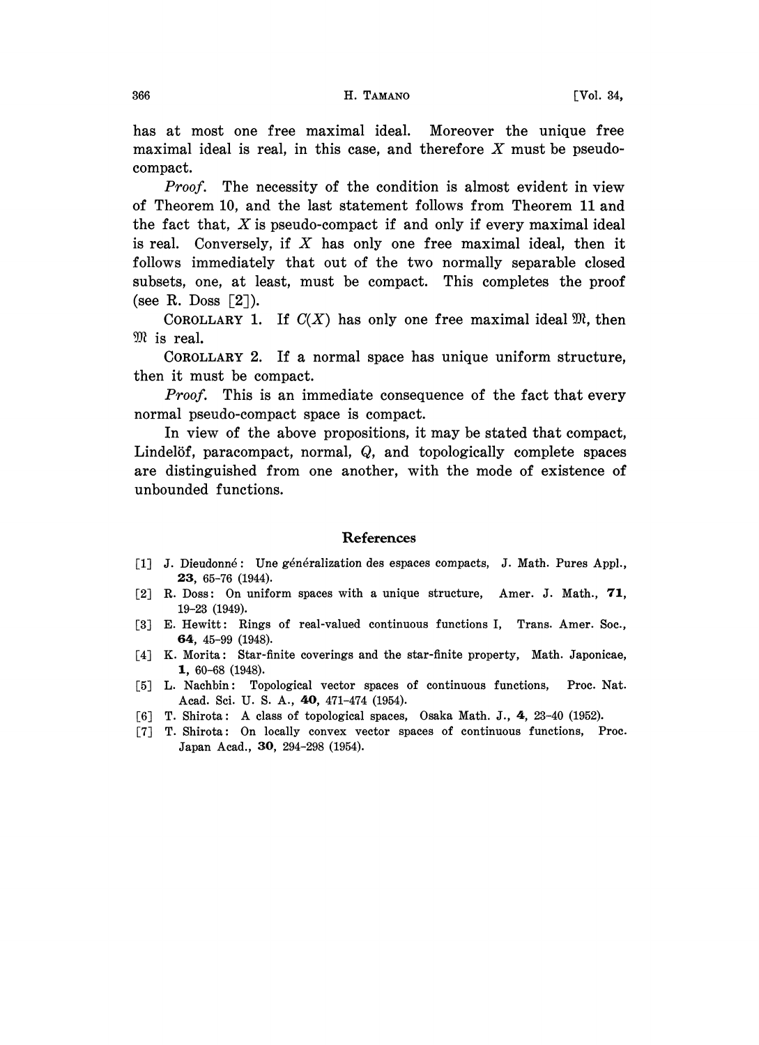has at most one free maximal ideal. Moreover the unique free maximal ideal is real, in this case, and therefore $X$ must be pseudo-compact.

*Proof.* The necessity of the condition is almost evident in view of Theorem 10, and the last statement follows from Theorem 11 and the fact that, $X$ is pseudo-compact if and only if every maximal ideal is real. Conversely, if $X$ has only one free maximal ideal, then it follows immediately that out of the two normally separable closed subsets, one, at least, must be compact. This completes the proof (see R. Doss [2]).

COROLLARY 1. *If $C(X)$ has only one free maximal ideal $\mathfrak{M}$, then $\mathfrak{M}$ is real.*

COROLLARY 2. *If a normal space has unique uniform structure, then it must be compact.*

*Proof.* This is an immediate consequence of the fact that every normal pseudo-compact space is compact.

In view of the above propositions, it may be stated that compact, Lindelöf, paracompact, normal, $Q$, and topologically complete spaces are distinguished from one another, with the mode of existence of unbounded functions.

## References

[1] J. Dieudonné: Une généralization des espaces compacts, J. Math. Pures Appl., **23**, 65–76 (1944).

[2] R. Doss: On uniform spaces with a unique structure, Amer. J. Math., **71**, 19–23 (1949).

[3] E. Hewitt: Rings of real-valued continuous functions I, Trans. Amer. Soc., **64**, 45–99 (1948).

[4] K. Morita: Star-finite coverings and the star-finite property, Math. Japonicae, **1**, 60–68 (1948).

[5] L. Nachbin: Topological vector spaces of continuous functions, Proc. Nat. Acad. Sci. U. S. A., **40**, 471–474 (1954).

[6] T. Shirota: A class of topological spaces, Osaka Math. J., **4**, 23–40 (1952).

[7] T. Shirota: On locally convex vector spaces of continuous functions, Proc. Japan Acad., **30**, 294–298 (1954).